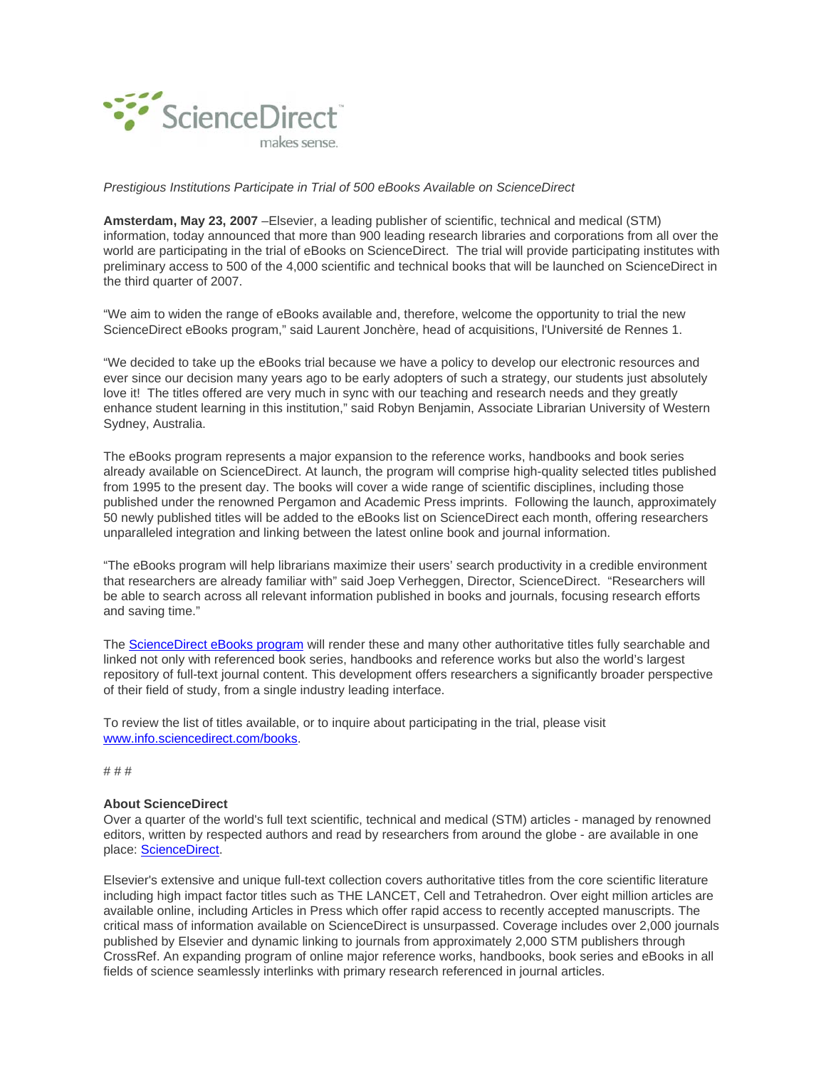ScienceDirect makes sense.

*Prestigious Institutions Participate in Trial of 500 eBooks Available on ScienceDirect*

**Amsterdam, May 23, 2007** –Elsevier, a leading publisher of scientific, technical and medical (STM) information, today announced that more than 900 leading research libraries and corporations from all over the world are participating in the trial of eBooks on ScienceDirect. The trial will provide participating institutes with preliminary access to 500 of the 4,000 scientific and technical books that will be launched on ScienceDirect in the third quarter of 2007.

"We aim to widen the range of eBooks available and, therefore, welcome the opportunity to trial the new ScienceDirect eBooks program," said Laurent Jonchère, head of acquisitions, l'Université de Rennes 1.

"We decided to take up the eBooks trial because we have a policy to develop our electronic resources and ever since our decision many years ago to be early adopters of such a strategy, our students just absolutely love it! The titles offered are very much in sync with our teaching and research needs and they greatly enhance student learning in this institution," said Robyn Benjamin, Associate Librarian University of Western Sydney, Australia.

The eBooks program represents a major expansion to the reference works, handbooks and book series already available on ScienceDirect. At launch, the program will comprise high-quality selected titles published from 1995 to the present day. The books will cover a wide range of scientific disciplines, including those published under the renowned Pergamon and Academic Press imprints. Following the launch, approximately 50 newly published titles will be added to the eBooks list on ScienceDirect each month, offering researchers unparalleled integration and linking between the latest online book and journal information.

"The eBooks program will help librarians maximize their users' search productivity in a credible environment that researchers are already familiar with" said Joep Verheggen, Director, ScienceDirect. "Researchers will be able to search across all relevant information published in books and journals, focusing research efforts and saving time."

The [ScienceDirect eBooks program](http://www.info.sciencedirect.com/books) will render these and many other authoritative titles fully searchable and linked not only with referenced book series, handbooks and reference works but also the world's largest repository of full-text journal content. This development offers researchers a significantly broader perspective of their field of study, from a single industry leading interface.

To review the list of titles available, or to inquire about participating in the trial, please visit [www.info.sciencedirect.com/books](http://www.info.sciencedirect.com/books).

# # #

**About ScienceDirect**
Over a quarter of the world's full text scientific, technical and medical (STM) articles - managed by renowned editors, written by respected authors and read by researchers from around the globe - are available in one place: [ScienceDirect](http://www.sciencedirect.com).

Elsevier's extensive and unique full-text collection covers authoritative titles from the core scientific literature including high impact factor titles such as THE LANCET, Cell and Tetrahedron. Over eight million articles are available online, including Articles in Press which offer rapid access to recently accepted manuscripts. The critical mass of information available on ScienceDirect is unsurpassed. Coverage includes over 2,000 journals published by Elsevier and dynamic linking to journals from approximately 2,000 STM publishers through CrossRef. An expanding program of online major reference works, handbooks, book series and eBooks in all fields of science seamlessly interlinks with primary research referenced in journal articles.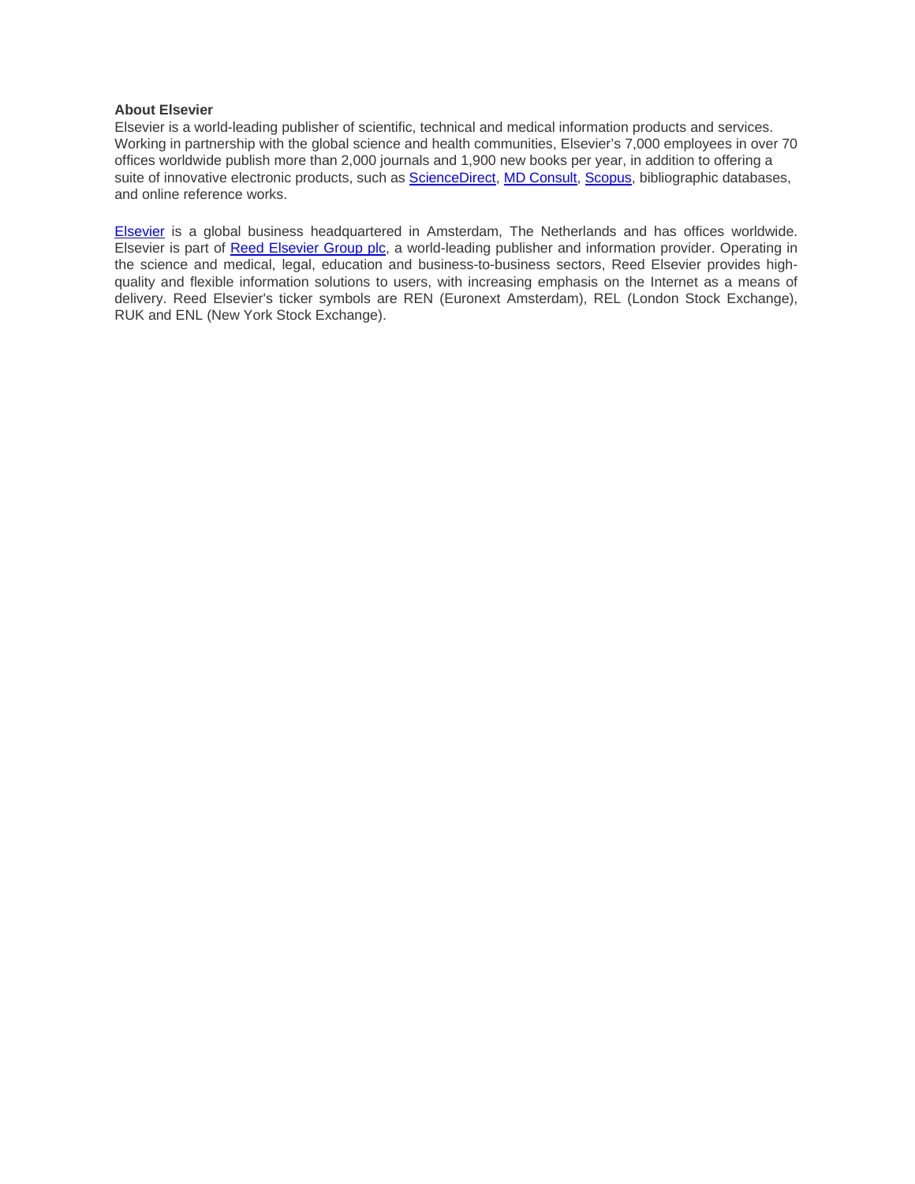**About Elsevier**

Elsevier is a world-leading publisher of scientific, technical and medical information products and services. Working in partnership with the global science and health communities, Elsevier's 7,000 employees in over 70 offices worldwide publish more than 2,000 journals and 1,900 new books per year, in addition to offering a suite of innovative electronic products, such as ScienceDirect, MD Consult, Scopus, bibliographic databases, and online reference works.

Elsevier is a global business headquartered in Amsterdam, The Netherlands and has offices worldwide. Elsevier is part of Reed Elsevier Group plc, a world-leading publisher and information provider. Operating in the science and medical, legal, education and business-to-business sectors, Reed Elsevier provides high-quality and flexible information solutions to users, with increasing emphasis on the Internet as a means of delivery. Reed Elsevier's ticker symbols are REN (Euronext Amsterdam), REL (London Stock Exchange), RUK and ENL (New York Stock Exchange).